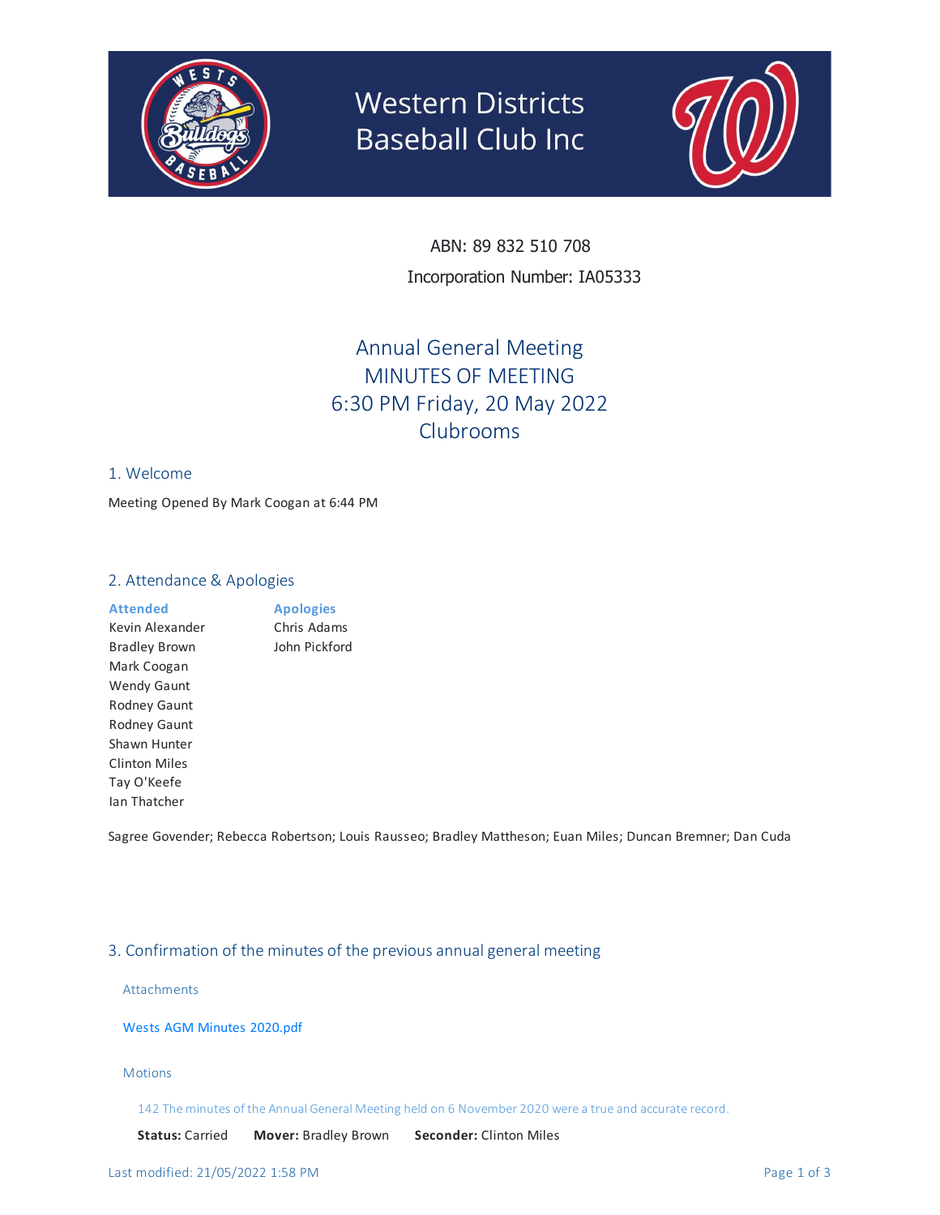# Western Districts Baseball Club Inc

ABN: 89 832 510 708

Incorporation Number: IA05333

## Annual General Meeting
## MINUTES OF MEETING
## 6:30 PM Friday, 20 May 2022
## Clubrooms

### 1. Welcome

Meeting Opened By Mark Coogan at 6:44 PM

### 2. Attendance & Apologies

| Attended | Apologies |
|---|---|
| Kevin Alexander | Chris Adams |
| Bradley Brown | John Pickford |
| Mark Coogan | |
| Wendy Gaunt | |
| Rodney Gaunt | |
| Rodney Gaunt | |
| Shawn Hunter | |
| Clinton Miles | |
| Tay O'Keefe | |
| Ian Thatcher | |

Sagree Govender; Rebecca Robertson; Louis Rausseo; Bradley Mattheson; Euan Miles; Duncan Bremner; Dan Cuda

### 3. Confirmation of the minutes of the previous annual general meeting

Attachments

Wests AGM Minutes 2020.pdf

Motions

142 The minutes of the Annual General Meeting held on 6 November 2020 were a true and accurate record.

**Status:** Carried **Mover:** Bradley Brown **Seconder:** Clinton Miles

Last modified: 21/05/2022 1:58 PM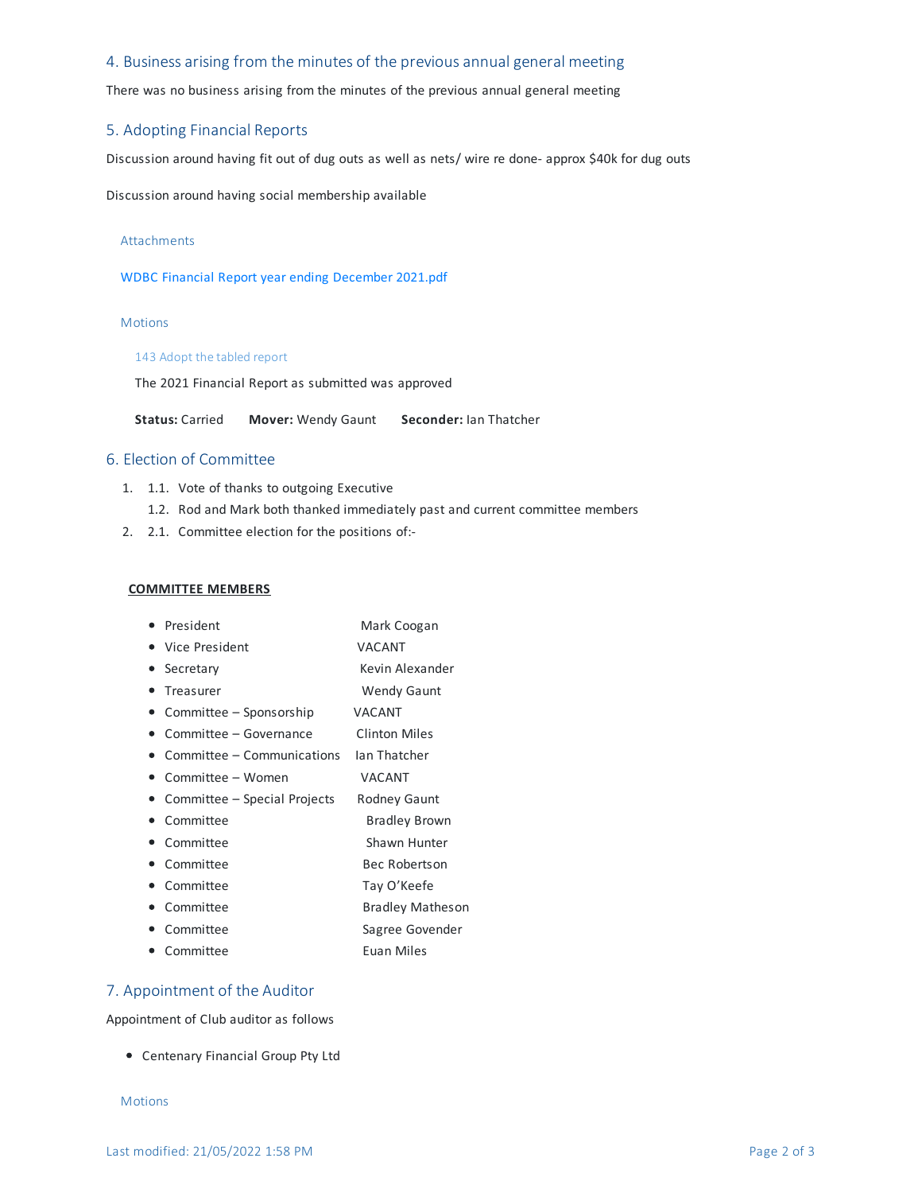## 4. Business arising from the minutes of the previous annual general meeting

There was no business arising from the minutes of the previous annual general meeting

## 5. Adopting Financial Reports

Discussion around having fit out of dug outs as well as nets/ wire re done- approx $40k for dug outs

Discussion around having social membership available

### Attachments

WDBC Financial Report year ending December 2021.pdf

### Motions

#### 143 Adopt the tabled report

The 2021 Financial Report as submitted was approved

**Status:** Carried **Mover:** Wendy Gaunt **Seconder:** Ian Thatcher

## 6. Election of Committee

1. 1.1. Vote of thanks to outgoing Executive
   1.2. Rod and Mark both thanked immediately past and current committee members
2. 2.1. Committee election for the positions of:-

**COMMITTEE MEMBERS**

- President Mark Coogan
- Vice President VACANT
- Secretary Kevin Alexander
- Treasurer Wendy Gaunt
- Committee – Sponsorship VACANT
- Committee – Governance Clinton Miles
- Committee – Communications Ian Thatcher
- Committee – Women VACANT
- Committee – Special Projects Rodney Gaunt
- Committee Bradley Brown
- Committee Shawn Hunter
- Committee Bec Robertson
- Committee Tay O'Keefe
- Committee Bradley Matheson
- Committee Sagree Govender
- Committee Euan Miles

## 7. Appointment of the Auditor

Appointment of Club auditor as follows

- Centenary Financial Group Pty Ltd

### Motions

Last modified: 21/05/2022 1:58 PM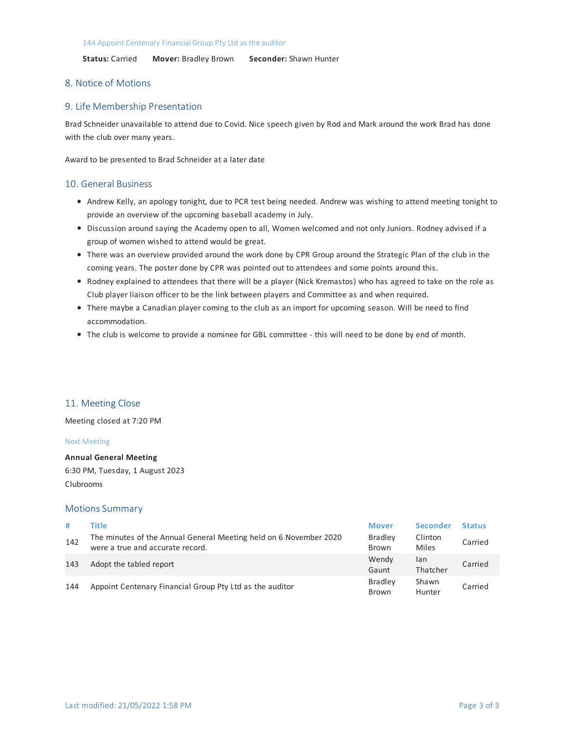144 Appoint Centenary Financial Group Pty Ltd as the auditor

**Status:** Carried **Mover:** Bradley Brown **Seconder:** Shawn Hunter

## 8. Notice of Motions

## 9. Life Membership Presentation

Brad Schneider unavailable to attend due to Covid. Nice speech given by Rod and Mark around the work Brad has done with the club over many years.

Award to be presented to Brad Schneider at a later date

## 10. General Business

- Andrew Kelly, an apology tonight, due to PCR test being needed. Andrew was wishing to attend meeting tonight to provide an overview of the upcoming baseball academy in July.
- Discussion around saying the Academy open to all, Women welcomed and not only Juniors. Rodney advised if a group of women wished to attend would be great.
- There was an overview provided around the work done by CPR Group around the Strategic Plan of the club in the coming years. The poster done by CPR was pointed out to attendees and some points around this.
- Rodney explained to attendees that there will be a player (Nick Kremastos) who has agreed to take on the role as Club player liaison officer to be the link between players and Committee as and when required.
- There maybe a Canadian player coming to the club as an import for upcoming season. Will be need to find accommodation.
- The club is welcome to provide a nominee for GBL committee - this will need to be done by end of month.

## 11. Meeting Close

Meeting closed at 7:20 PM

Next Meeting

**Annual General Meeting**
6:30 PM, Tuesday, 1 August 2023
Clubrooms

## Motions Summary

| # | Title | Mover | Seconder | Status |
|---|---|---|---|---|
| 142 | The minutes of the Annual General Meeting held on 6 November 2020 were a true and accurate record. | Bradley Brown | Clinton Miles | Carried |
| 143 | Adopt the tabled report | Wendy Gaunt | Ian Thatcher | Carried |
| 144 | Appoint Centenary Financial Group Pty Ltd as the auditor | Bradley Brown | Shawn Hunter | Carried |

Last modified: 21/05/2022 1:58 PM